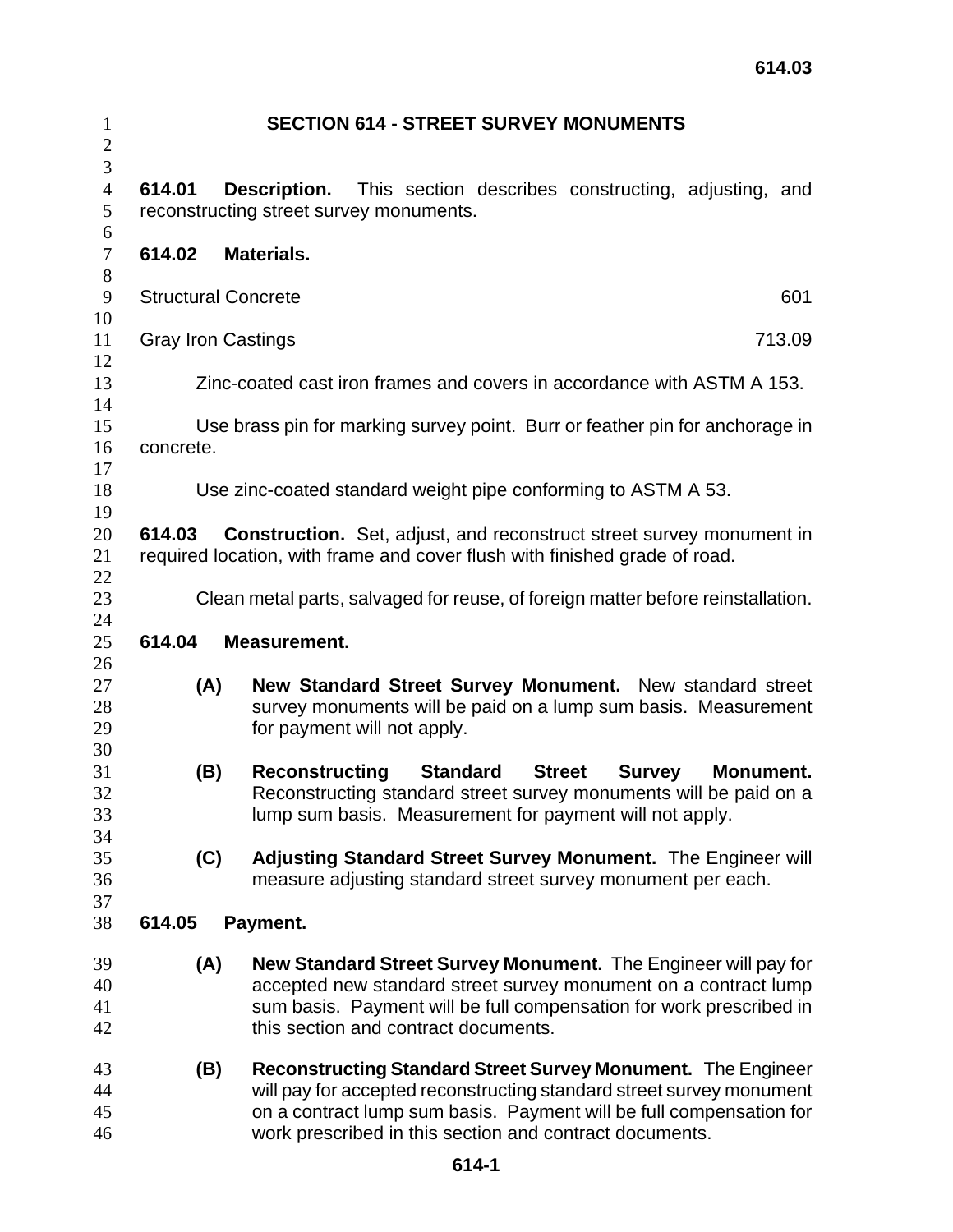# SECTION 614 - STREET SURVEY MONUMENTS

**614.01 Description.** This section describes constructing, adjusting, and reconstructing street survey monuments.

**614.02 Materials.**

| | |
|---|---|
| Structural Concrete | 601 |
| Gray Iron Castings | 713.09 |

Zinc-coated cast iron frames and covers in accordance with ASTM A 153.

Use brass pin for marking survey point. Burr or feather pin for anchorage in concrete.

Use zinc-coated standard weight pipe conforming to ASTM A 53.

**614.03 Construction.** Set, adjust, and reconstruct street survey monument in required location, with frame and cover flush with finished grade of road.

Clean metal parts, salvaged for reuse, of foreign matter before reinstallation.

**614.04 Measurement.**

**(A) New Standard Street Survey Monument.** New standard street survey monuments will be paid on a lump sum basis. Measurement for payment will not apply.

**(B) Reconstructing Standard Street Survey Monument.** Reconstructing standard street survey monuments will be paid on a lump sum basis. Measurement for payment will not apply.

**(C) Adjusting Standard Street Survey Monument.** The Engineer will measure adjusting standard street survey monument per each.

**614.05 Payment.**

**(A) New Standard Street Survey Monument.** The Engineer will pay for accepted new standard street survey monument on a contract lump sum basis. Payment will be full compensation for work prescribed in this section and contract documents.

**(B) Reconstructing Standard Street Survey Monument.** The Engineer will pay for accepted reconstructing standard street survey monument on a contract lump sum basis. Payment will be full compensation for work prescribed in this section and contract documents.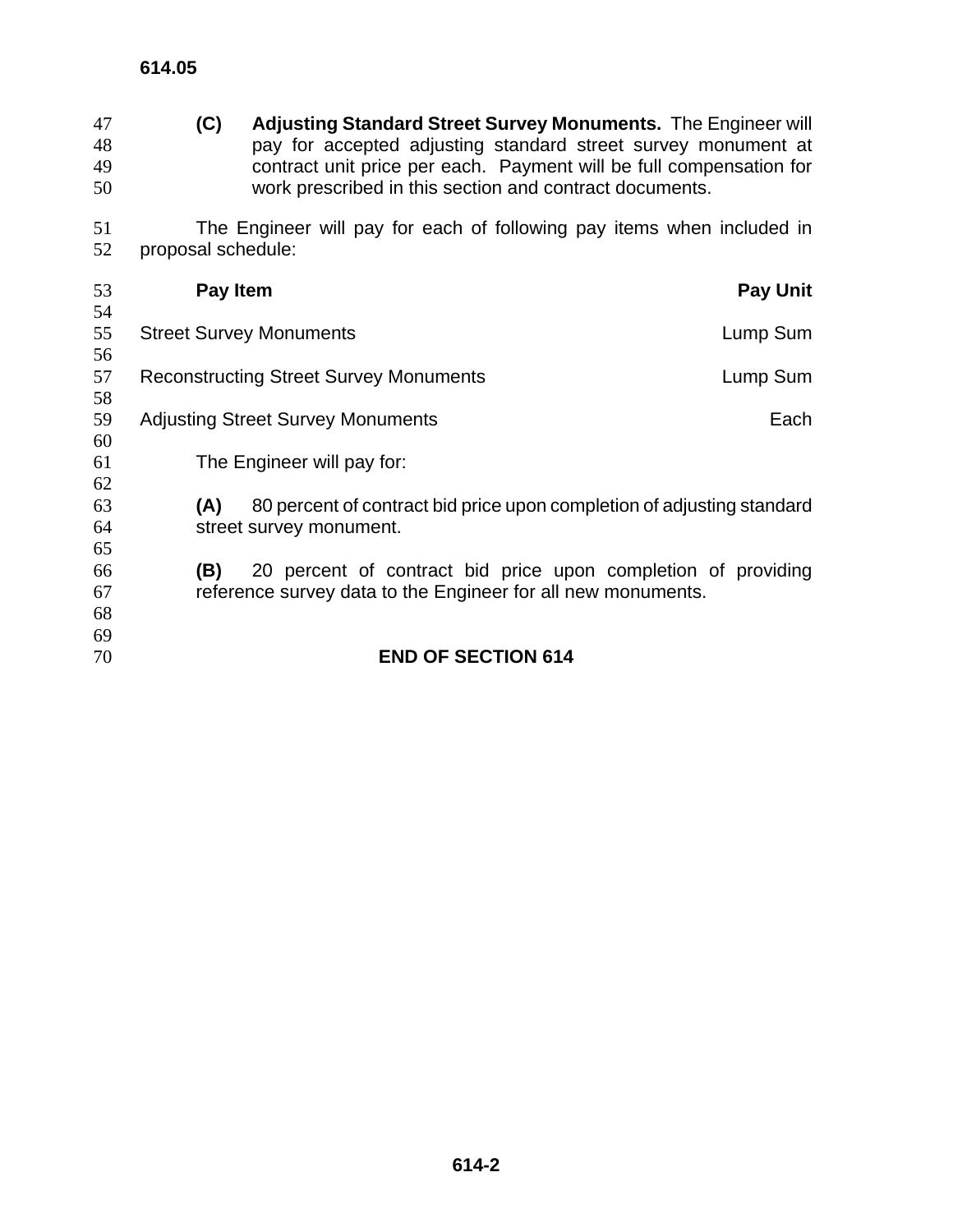**(C) Adjusting Standard Street Survey Monuments.** The Engineer will pay for accepted adjusting standard street survey monument at contract unit price per each. Payment will be full compensation for work prescribed in this section and contract documents.

The Engineer will pay for each of following pay items when included in proposal schedule:

| Pay Item | Pay Unit |
|---|---|
| Street Survey Monuments | Lump Sum |
| Reconstructing Street Survey Monuments | Lump Sum |
| Adjusting Street Survey Monuments | Each |

The Engineer will pay for:

**(A)** 80 percent of contract bid price upon completion of adjusting standard street survey monument.

**(B)** 20 percent of contract bid price upon completion of providing reference survey data to the Engineer for all new monuments.

**END OF SECTION 614**